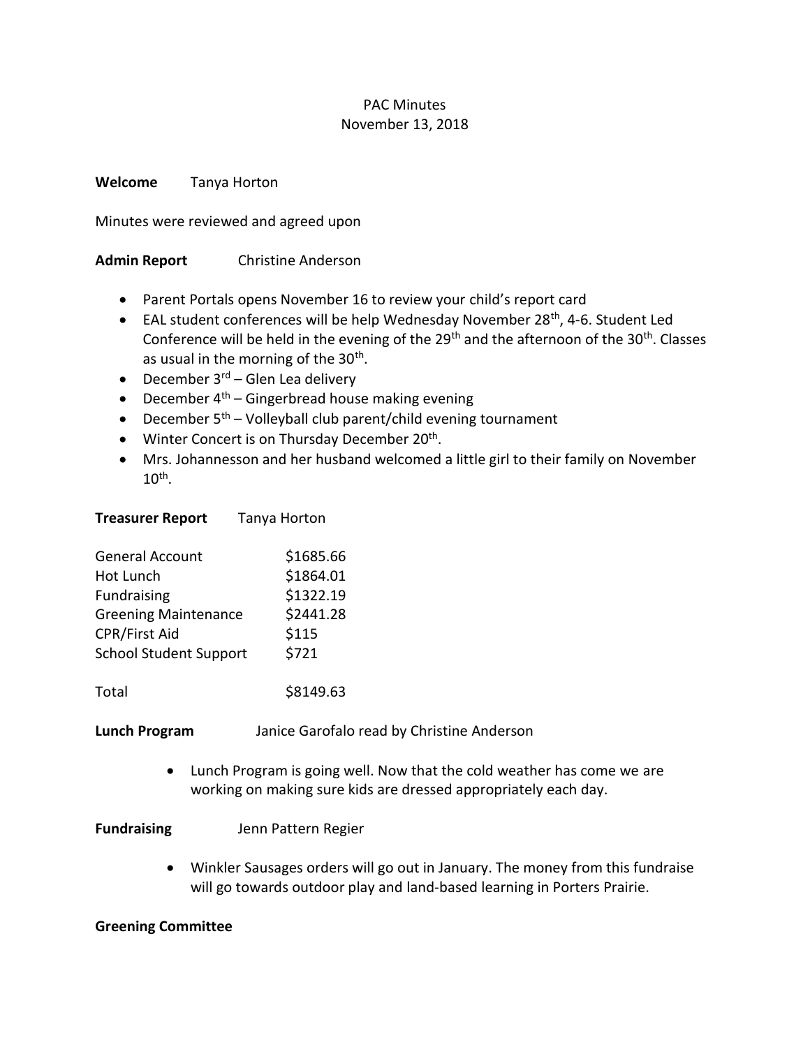# PAC Minutes
## November 13, 2018

**Welcome** Tanya Horton

Minutes were reviewed and agreed upon

**Admin Report** Christine Anderson

- Parent Portals opens November 16 to review your child's report card
- EAL student conferences will be help Wednesday November 28th, 4-6. Student Led Conference will be held in the evening of the 29th and the afternoon of the 30th. Classes as usual in the morning of the 30th.
- December 3rd – Glen Lea delivery
- December 4th – Gingerbread house making evening
- December 5th – Volleyball club parent/child evening tournament
- Winter Concert is on Thursday December 20th.
- Mrs. Johannesson and her husband welcomed a little girl to their family on November 10th.

**Treasurer Report** Tanya Horton

| | |
|---|---|
| General Account | $1685.66 |
| Hot Lunch | $1864.01 |
| Fundraising | $1322.19 |
| Greening Maintenance | $2441.28 |
| CPR/First Aid | $115 |
| School Student Support | $721 |
| Total | $8149.63 |

**Lunch Program** Janice Garofalo read by Christine Anderson

- Lunch Program is going well. Now that the cold weather has come we are working on making sure kids are dressed appropriately each day.

**Fundraising** Jenn Pattern Regier

- Winkler Sausages orders will go out in January. The money from this fundraise will go towards outdoor play and land-based learning in Porters Prairie.

**Greening Committee**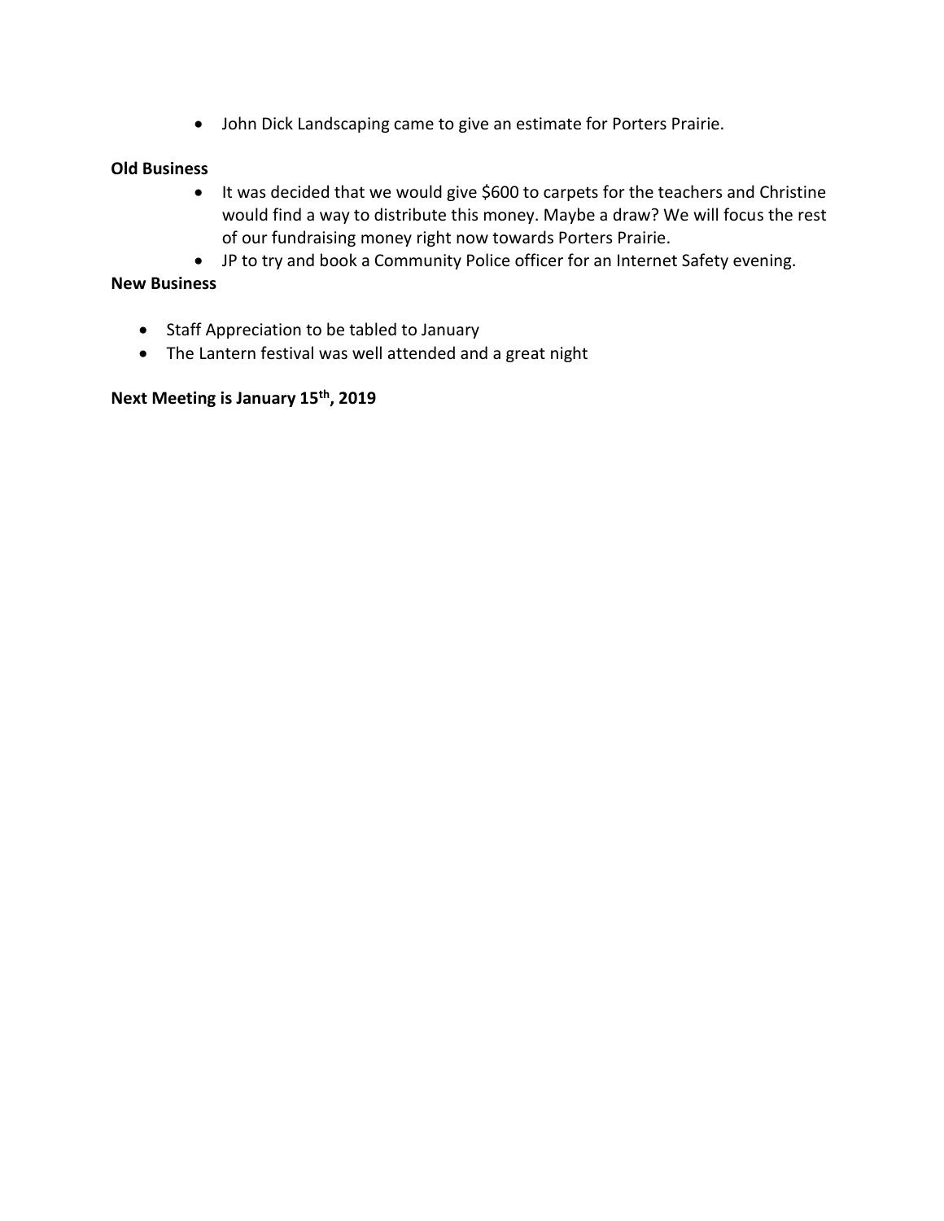- John Dick Landscaping came to give an estimate for Porters Prairie.

**Old Business**

- It was decided that we would give $600 to carpets for the teachers and Christine would find a way to distribute this money. Maybe a draw? We will focus the rest of our fundraising money right now towards Porters Prairie.
- JP to try and book a Community Police officer for an Internet Safety evening.

**New Business**

- Staff Appreciation to be tabled to January
- The Lantern festival was well attended and a great night

**Next Meeting is January 15th, 2019**